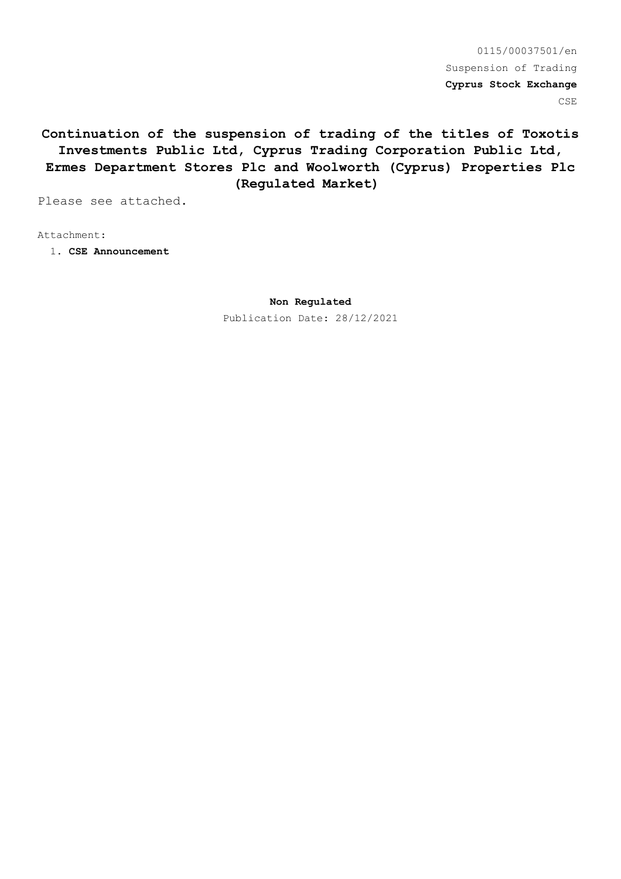0115/00037501/en

Suspension of Trading

**Cyprus Stock Exchange**

CSE

# Continuation of the suspension of trading of the titles of Toxotis Investments Public Ltd, Cyprus Trading Corporation Public Ltd, Ermes Department Stores Plc and Woolworth (Cyprus) Properties Plc (Regulated Market)

Please see attached.

Attachment:

1. **CSE Announcement**

**Non Regulated**

Publication Date: 28/12/2021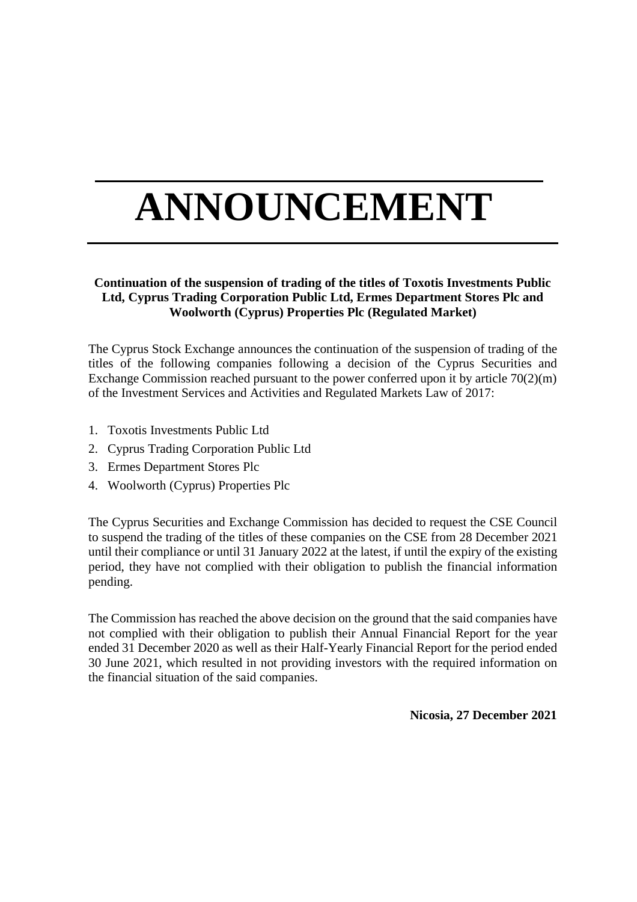# ANNOUNCEMENT

**Continuation of the suspension of trading of the titles of Toxotis Investments Public Ltd, Cyprus Trading Corporation Public Ltd, Ermes Department Stores Plc and Woolworth (Cyprus) Properties Plc (Regulated Market)**

The Cyprus Stock Exchange announces the continuation of the suspension of trading of the titles of the following companies following a decision of the Cyprus Securities and Exchange Commission reached pursuant to the power conferred upon it by article 70(2)(m) of the Investment Services and Activities and Regulated Markets Law of 2017:

1. Toxotis Investments Public Ltd
2. Cyprus Trading Corporation Public Ltd
3. Ermes Department Stores Plc
4. Woolworth (Cyprus) Properties Plc

The Cyprus Securities and Exchange Commission has decided to request the CSE Council to suspend the trading of the titles of these companies on the CSE from 28 December 2021 until their compliance or until 31 January 2022 at the latest, if until the expiry of the existing period, they have not complied with their obligation to publish the financial information pending.

The Commission has reached the above decision on the ground that the said companies have not complied with their obligation to publish their Annual Financial Report for the year ended 31 December 2020 as well as their Half-Yearly Financial Report for the period ended 30 June 2021, which resulted in not providing investors with the required information on the financial situation of the said companies.

**Nicosia, 27 December 2021**